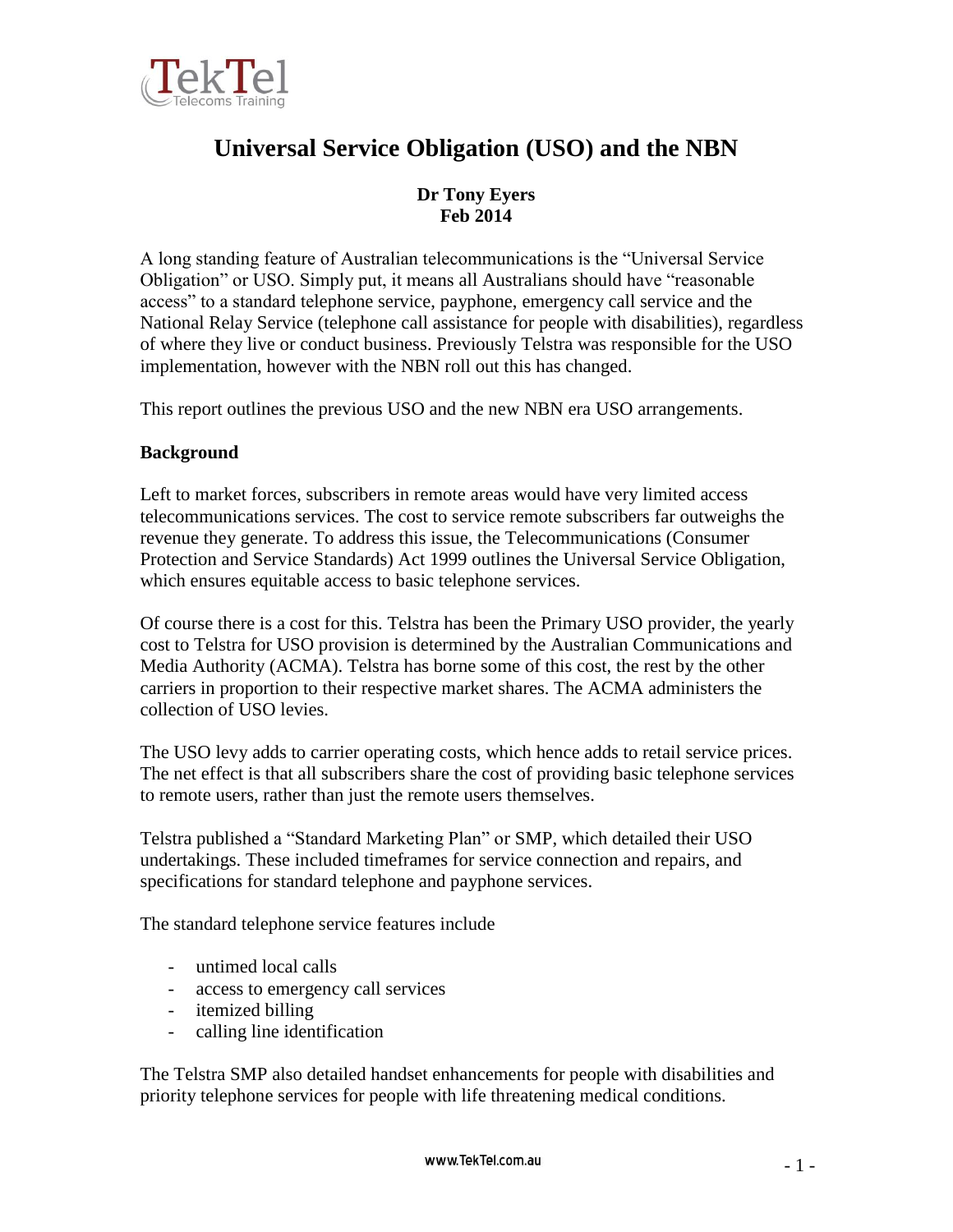# Universal Service Obligation (USO) and the NBN

**Dr Tony Eyers**
**Feb 2014**

A long standing feature of Australian telecommunications is the "Universal Service Obligation" or USO. Simply put, it means all Australians should have "reasonable access" to a standard telephone service, payphone, emergency call service and the National Relay Service (telephone call assistance for people with disabilities), regardless of where they live or conduct business. Previously Telstra was responsible for the USO implementation, however with the NBN roll out this has changed.

This report outlines the previous USO and the new NBN era USO arrangements.

## Background

Left to market forces, subscribers in remote areas would have very limited access telecommunications services. The cost to service remote subscribers far outweighs the revenue they generate. To address this issue, the Telecommunications (Consumer Protection and Service Standards) Act 1999 outlines the Universal Service Obligation, which ensures equitable access to basic telephone services.

Of course there is a cost for this. Telstra has been the Primary USO provider, the yearly cost to Telstra for USO provision is determined by the Australian Communications and Media Authority (ACMA). Telstra has borne some of this cost, the rest by the other carriers in proportion to their respective market shares. The ACMA administers the collection of USO levies.

The USO levy adds to carrier operating costs, which hence adds to retail service prices. The net effect is that all subscribers share the cost of providing basic telephone services to remote users, rather than just the remote users themselves.

Telstra published a "Standard Marketing Plan" or SMP, which detailed their USO undertakings. These included timeframes for service connection and repairs, and specifications for standard telephone and payphone services.

The standard telephone service features include

- untimed local calls
- access to emergency call services
- itemized billing
- calling line identification

The Telstra SMP also detailed handset enhancements for people with disabilities and priority telephone services for people with life threatening medical conditions.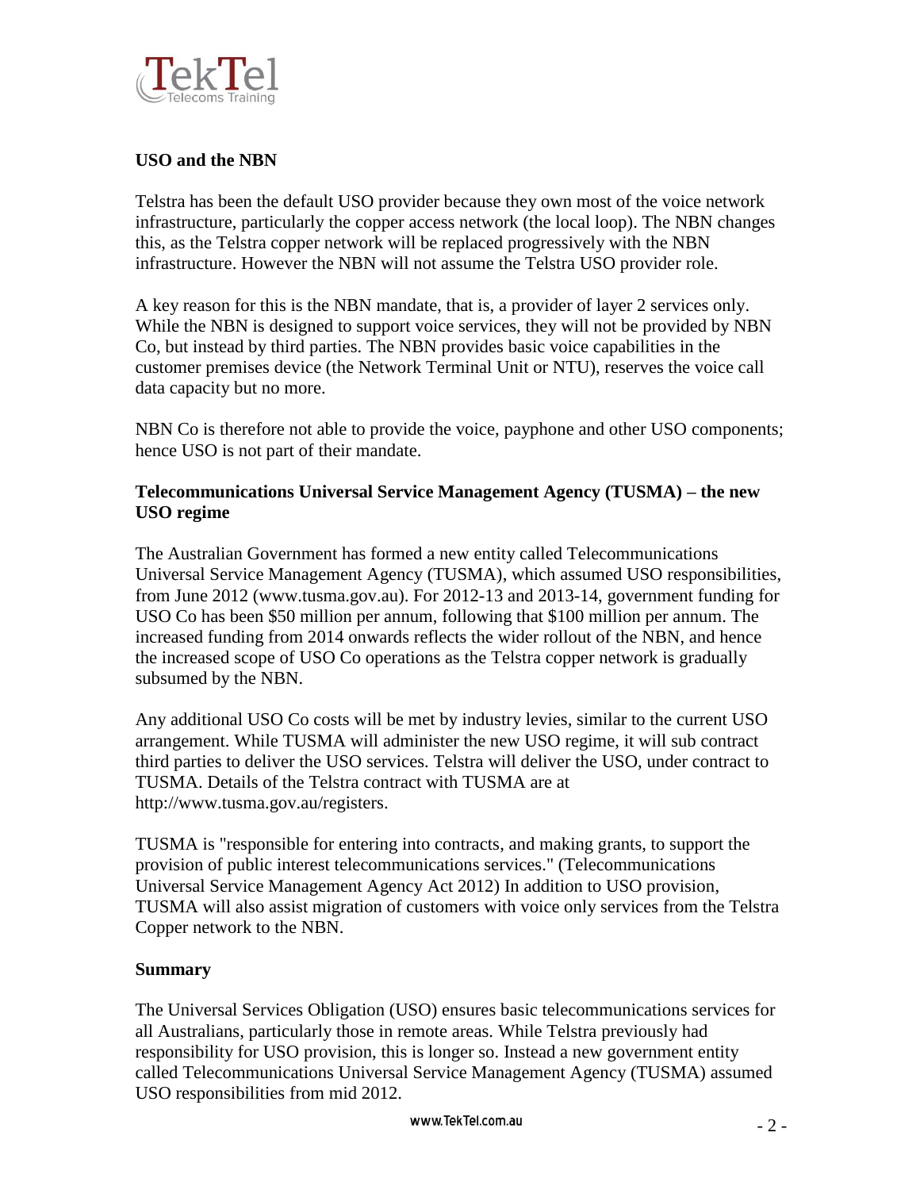**USO and the NBN**

Telstra has been the default USO provider because they own most of the voice network infrastructure, particularly the copper access network (the local loop). The NBN changes this, as the Telstra copper network will be replaced progressively with the NBN infrastructure. However the NBN will not assume the Telstra USO provider role.

A key reason for this is the NBN mandate, that is, a provider of layer 2 services only. While the NBN is designed to support voice services, they will not be provided by NBN Co, but instead by third parties. The NBN provides basic voice capabilities in the customer premises device (the Network Terminal Unit or NTU), reserves the voice call data capacity but no more.

NBN Co is therefore not able to provide the voice, payphone and other USO components; hence USO is not part of their mandate.

**Telecommunications Universal Service Management Agency (TUSMA) – the new USO regime**

The Australian Government has formed a new entity called Telecommunications Universal Service Management Agency (TUSMA), which assumed USO responsibilities, from June 2012 (www.tusma.gov.au). For 2012-13 and 2013-14, government funding for USO Co has been $50 million per annum, following that $100 million per annum. The increased funding from 2014 onwards reflects the wider rollout of the NBN, and hence the increased scope of USO Co operations as the Telstra copper network is gradually subsumed by the NBN.

Any additional USO Co costs will be met by industry levies, similar to the current USO arrangement. While TUSMA will administer the new USO regime, it will sub contract third parties to deliver the USO services. Telstra will deliver the USO, under contract to TUSMA. Details of the Telstra contract with TUSMA are at http://www.tusma.gov.au/registers.

TUSMA is "responsible for entering into contracts, and making grants, to support the provision of public interest telecommunications services." (Telecommunications Universal Service Management Agency Act 2012) In addition to USO provision, TUSMA will also assist migration of customers with voice only services from the Telstra Copper network to the NBN.

**Summary**

The Universal Services Obligation (USO) ensures basic telecommunications services for all Australians, particularly those in remote areas. While Telstra previously had responsibility for USO provision, this is longer so. Instead a new government entity called Telecommunications Universal Service Management Agency (TUSMA) assumed USO responsibilities from mid 2012.